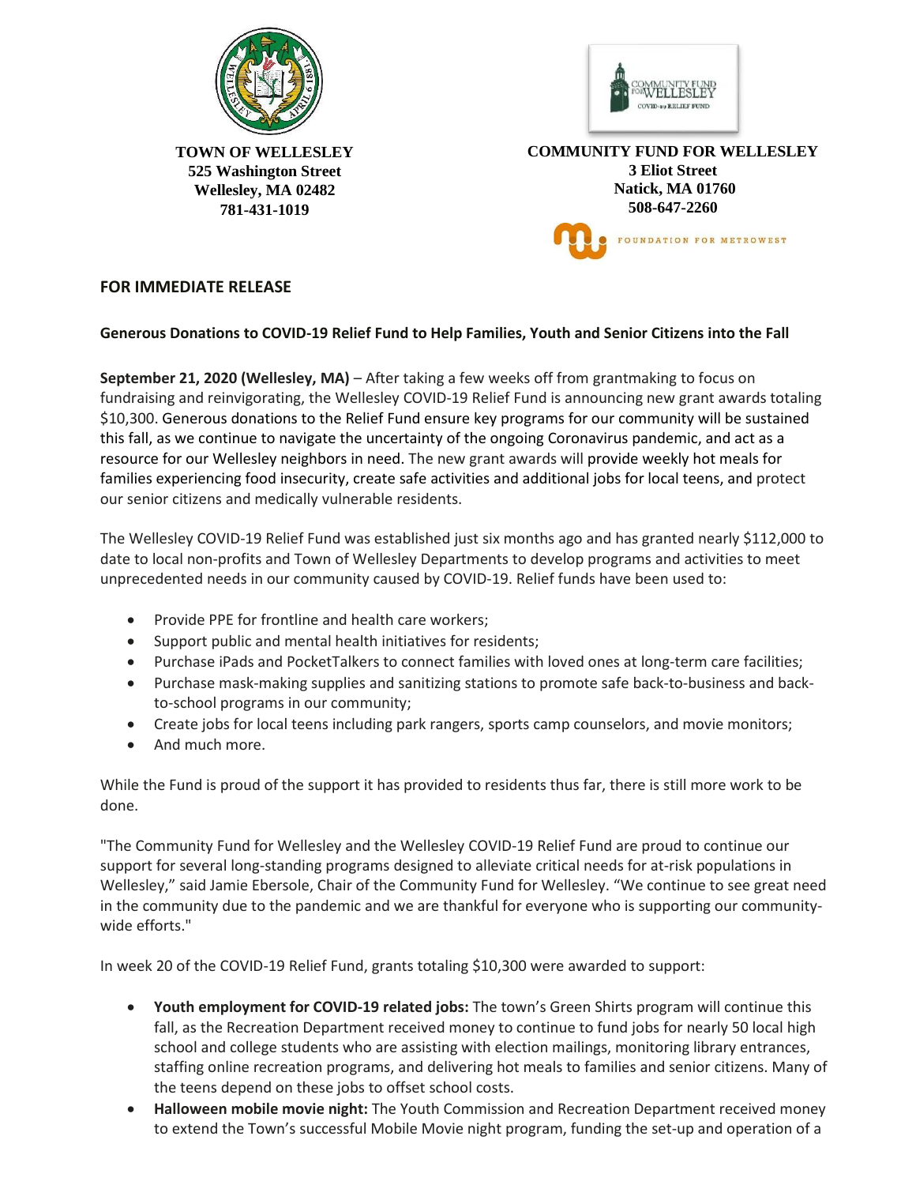**TOWN OF WELLESLEY**
**525 Washington Street**
**Wellesley, MA 02482**
**781-431-1019**

**COMMUNITY FUND FOR WELLESLEY**
**3 Eliot Street**
**Natick, MA 01760**
**508-647-2260**

FOUNDATION FOR METROWEST

**FOR IMMEDIATE RELEASE**

**Generous Donations to COVID-19 Relief Fund to Help Families, Youth and Senior Citizens into the Fall**

**September 21, 2020 (Wellesley, MA)** – After taking a few weeks off from grantmaking to focus on fundraising and reinvigorating, the Wellesley COVID-19 Relief Fund is announcing new grant awards totaling $10,300. Generous donations to the Relief Fund ensure key programs for our community will be sustained this fall, as we continue to navigate the uncertainty of the ongoing Coronavirus pandemic, and act as a resource for our Wellesley neighbors in need. The new grant awards will provide weekly hot meals for families experiencing food insecurity, create safe activities and additional jobs for local teens, and protect our senior citizens and medically vulnerable residents.

The Wellesley COVID-19 Relief Fund was established just six months ago and has granted nearly $112,000 to date to local non-profits and Town of Wellesley Departments to develop programs and activities to meet unprecedented needs in our community caused by COVID-19. Relief funds have been used to:

- Provide PPE for frontline and health care workers;
- Support public and mental health initiatives for residents;
- Purchase iPads and PocketTalkers to connect families with loved ones at long-term care facilities;
- Purchase mask-making supplies and sanitizing stations to promote safe back-to-business and back-to-school programs in our community;
- Create jobs for local teens including park rangers, sports camp counselors, and movie monitors;
- And much more.

While the Fund is proud of the support it has provided to residents thus far, there is still more work to be done.

"The Community Fund for Wellesley and the Wellesley COVID-19 Relief Fund are proud to continue our support for several long-standing programs designed to alleviate critical needs for at-risk populations in Wellesley," said Jamie Ebersole, Chair of the Community Fund for Wellesley. "We continue to see great need in the community due to the pandemic and we are thankful for everyone who is supporting our community-wide efforts."

In week 20 of the COVID-19 Relief Fund, grants totaling $10,300 were awarded to support:

- **Youth employment for COVID-19 related jobs:** The town's Green Shirts program will continue this fall, as the Recreation Department received money to continue to fund jobs for nearly 50 local high school and college students who are assisting with election mailings, monitoring library entrances, staffing online recreation programs, and delivering hot meals to families and senior citizens. Many of the teens depend on these jobs to offset school costs.
- **Halloween mobile movie night:** The Youth Commission and Recreation Department received money to extend the Town's successful Mobile Movie night program, funding the set-up and operation of a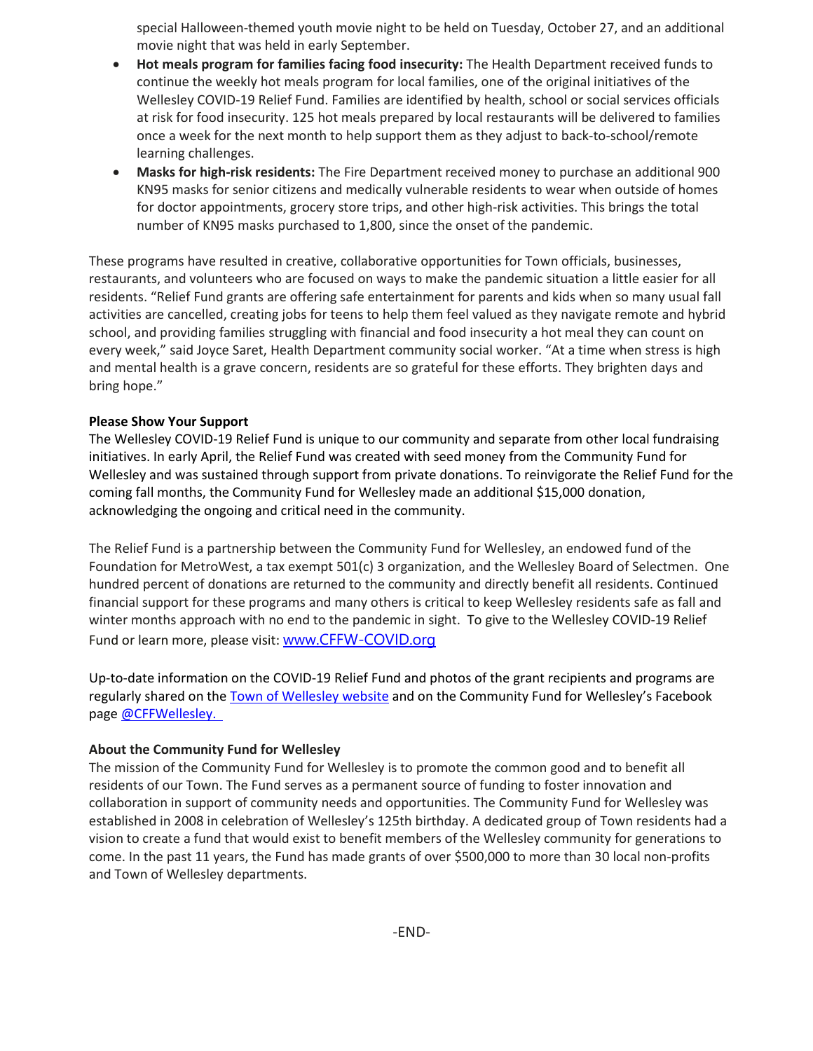special Halloween-themed youth movie night to be held on Tuesday, October 27, and an additional movie night that was held in early September.

- **Hot meals program for families facing food insecurity:** The Health Department received funds to continue the weekly hot meals program for local families, one of the original initiatives of the Wellesley COVID-19 Relief Fund. Families are identified by health, school or social services officials at risk for food insecurity. 125 hot meals prepared by local restaurants will be delivered to families once a week for the next month to help support them as they adjust to back-to-school/remote learning challenges.
- **Masks for high-risk residents:** The Fire Department received money to purchase an additional 900 KN95 masks for senior citizens and medically vulnerable residents to wear when outside of homes for doctor appointments, grocery store trips, and other high-risk activities. This brings the total number of KN95 masks purchased to 1,800, since the onset of the pandemic.

These programs have resulted in creative, collaborative opportunities for Town officials, businesses, restaurants, and volunteers who are focused on ways to make the pandemic situation a little easier for all residents. "Relief Fund grants are offering safe entertainment for parents and kids when so many usual fall activities are cancelled, creating jobs for teens to help them feel valued as they navigate remote and hybrid school, and providing families struggling with financial and food insecurity a hot meal they can count on every week," said Joyce Saret, Health Department community social worker. "At a time when stress is high and mental health is a grave concern, residents are so grateful for these efforts. They brighten days and bring hope."

**Please Show Your Support**

The Wellesley COVID-19 Relief Fund is unique to our community and separate from other local fundraising initiatives. In early April, the Relief Fund was created with seed money from the Community Fund for Wellesley and was sustained through support from private donations. To reinvigorate the Relief Fund for the coming fall months, the Community Fund for Wellesley made an additional $15,000 donation, acknowledging the ongoing and critical need in the community.

The Relief Fund is a partnership between the Community Fund for Wellesley, an endowed fund of the Foundation for MetroWest, a tax exempt 501(c) 3 organization, and the Wellesley Board of Selectmen. One hundred percent of donations are returned to the community and directly benefit all residents. Continued financial support for these programs and many others is critical to keep Wellesley residents safe as fall and winter months approach with no end to the pandemic in sight. To give to the Wellesley COVID-19 Relief Fund or learn more, please visit: www.CFFW-COVID.org

Up-to-date information on the COVID-19 Relief Fund and photos of the grant recipients and programs are regularly shared on the Town of Wellesley website and on the Community Fund for Wellesley's Facebook page @CFFWellesley.

**About the Community Fund for Wellesley**

The mission of the Community Fund for Wellesley is to promote the common good and to benefit all residents of our Town. The Fund serves as a permanent source of funding to foster innovation and collaboration in support of community needs and opportunities. The Community Fund for Wellesley was established in 2008 in celebration of Wellesley's 125th birthday. A dedicated group of Town residents had a vision to create a fund that would exist to benefit members of the Wellesley community for generations to come. In the past 11 years, the Fund has made grants of over $500,000 to more than 30 local non-profits and Town of Wellesley departments.

-END-